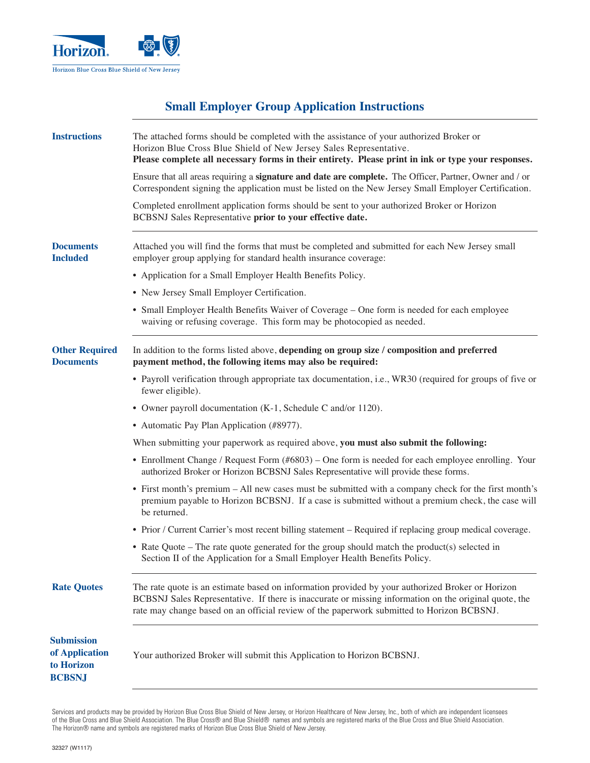Horizon Blue Cross Blue Shield of New Jersey

# Small Employer Group Application Instructions

## Instructions

The attached forms should be completed with the assistance of your authorized Broker or Horizon Blue Cross Blue Shield of New Jersey Sales Representative. **Please complete all necessary forms in their entirety. Please print in ink or type your responses.**

Ensure that all areas requiring a **signature and date are complete.** The Officer, Partner, Owner and / or Correspondent signing the application must be listed on the New Jersey Small Employer Certification.

Completed enrollment application forms should be sent to your authorized Broker or Horizon BCBSNJ Sales Representative **prior to your effective date.**

## Documents Included

Attached you will find the forms that must be completed and submitted for each New Jersey small employer group applying for standard health insurance coverage:

- Application for a Small Employer Health Benefits Policy.
- New Jersey Small Employer Certification.
- Small Employer Health Benefits Waiver of Coverage – One form is needed for each employee waiving or refusing coverage. This form may be photocopied as needed.

## Other Required Documents

In addition to the forms listed above, **depending on group size / composition and preferred payment method, the following items may also be required:**

- Payroll verification through appropriate tax documentation, i.e., WR30 (required for groups of five or fewer eligible).
- Owner payroll documentation (K-1, Schedule C and/or 1120).
- Automatic Pay Plan Application (#8977).

When submitting your paperwork as required above, **you must also submit the following:**

- Enrollment Change / Request Form (#6803) – One form is needed for each employee enrolling. Your authorized Broker or Horizon BCBSNJ Sales Representative will provide these forms.
- First month's premium – All new cases must be submitted with a company check for the first month's premium payable to Horizon BCBSNJ. If a case is submitted without a premium check, the case will be returned.
- Prior / Current Carrier's most recent billing statement – Required if replacing group medical coverage.
- Rate Quote – The rate quote generated for the group should match the product(s) selected in Section II of the Application for a Small Employer Health Benefits Policy.

## Rate Quotes

The rate quote is an estimate based on information provided by your authorized Broker or Horizon BCBSNJ Sales Representative. If there is inaccurate or missing information on the original quote, the rate may change based on an official review of the paperwork submitted to Horizon BCBSNJ.

## Submission of Application to Horizon BCBSNJ

Your authorized Broker will submit this Application to Horizon BCBSNJ.

Services and products may be provided by Horizon Blue Cross Blue Shield of New Jersey, or Horizon Healthcare of New Jersey, Inc., both of which are independent licensees of the Blue Cross and Blue Shield Association. The Blue Cross® and Blue Shield® names and symbols are registered marks of the Blue Cross and Blue Shield Association. The Horizon® name and symbols are registered marks of Horizon Blue Cross Blue Shield of New Jersey.

32327 (W1117)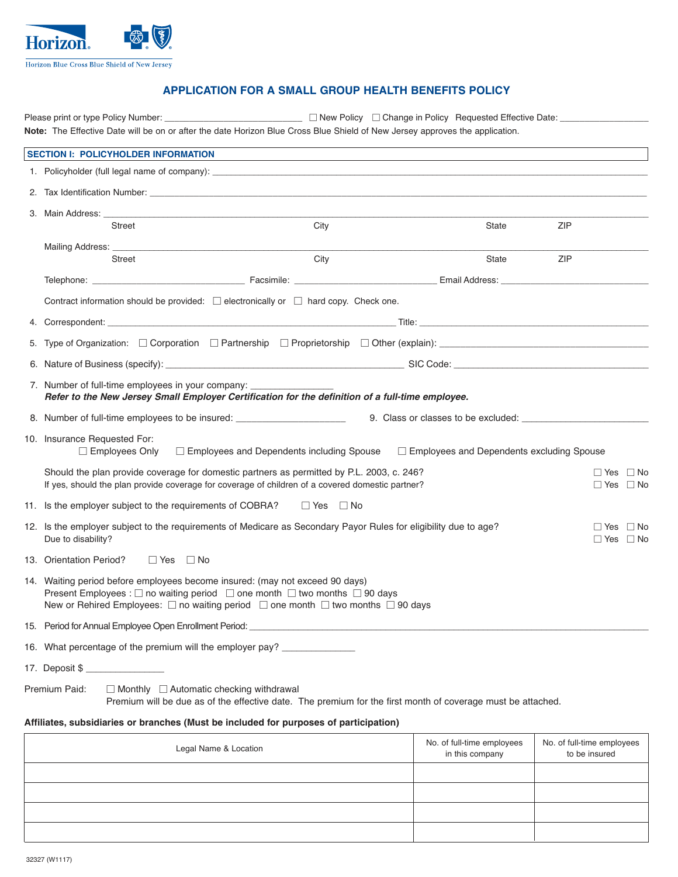Horizon Blue Cross Blue Shield of New Jersey

# APPLICATION FOR A SMALL GROUP HEALTH BENEFITS POLICY

Please print or type Policy Number: ____________________________ ☐ New Policy ☐ Change in Policy Requested Effective Date: __________________

**Note:** The Effective Date will be on or after the date Horizon Blue Cross Blue Shield of New Jersey approves the application.

## SECTION I: POLICYHOLDER INFORMATION

1. Policyholder (full legal name of company): ____________________________________________

2. Tax Identification Number: ____________________________________________

3. Main Address: ____________________________________________
   Street City State ZIP

   Mailing Address: ____________________________________________
   Street City State ZIP

   Telephone: ______________________ Facsimile: ______________________ Email Address: ______________________

   Contract information should be provided: ☐ electronically or ☐ hard copy. Check one.

4. Correspondent: ______________________ Title: ______________________

5. Type of Organization: ☐ Corporation ☐ Partnership ☐ Proprietorship ☐ Other (explain): ______________________

6. Nature of Business (specify): ______________________ SIC Code: ______________________

7. Number of full-time employees in your company: ______________
   ***Refer to the New Jersey Small Employer Certification for the definition of a full-time employee.***

8. Number of full-time employees to be insured: ____________________ 9. Class or classes to be excluded: ______________________

10. Insurance Requested For:
    ☐ Employees Only ☐ Employees and Dependents including Spouse ☐ Employees and Dependents excluding Spouse

    Should the plan provide coverage for domestic partners as permitted by P.L. 2003, c. 246? ☐ Yes ☐ No
    If yes, should the plan provide coverage for coverage of children of a covered domestic partner? ☐ Yes ☐ No

11. Is the employer subject to the requirements of COBRA? ☐ Yes ☐ No

12. Is the employer subject to the requirements of Medicare as Secondary Payor Rules for eligibility due to age? ☐ Yes ☐ No
    Due to disability? ☐ Yes ☐ No

13. Orientation Period? ☐ Yes ☐ No

14. Waiting period before employees become insured: (may not exceed 90 days)
    Present Employees : ☐ no waiting period ☐ one month ☐ two months ☐ 90 days
    New or Rehired Employees: ☐ no waiting period ☐ one month ☐ two months ☐ 90 days

15. Period for Annual Employee Open Enrollment Period: ____________________________________________

16. What percentage of the premium will the employer pay? ______________

17. Deposit $ ______________

Premium Paid: ☐ Monthly ☐ Automatic checking withdrawal
Premium will be due as of the effective date. The premium for the first month of coverage must be attached.

**Affiliates, subsidiaries or branches (Must be included for purposes of participation)**

| Legal Name & Location | No. of full-time employees in this company | No. of full-time employees to be insured |
|---|---|---|
| | | |
| | | |
| | | |
| | | |

32327 (W1117)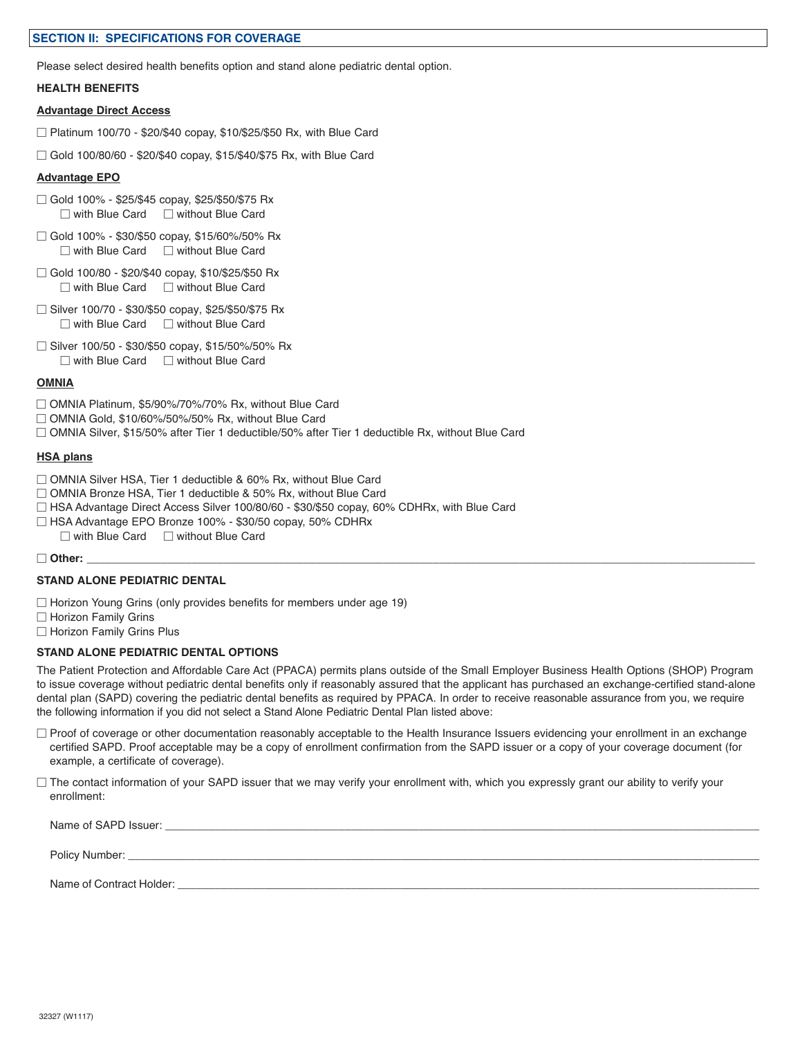## SECTION II: SPECIFICATIONS FOR COVERAGE

Please select desired health benefits option and stand alone pediatric dental option.

**HEALTH BENEFITS**

**Advantage Direct Access**

☐ Platinum 100/70 - $20/$40 copay, $10/$25/$50 Rx, with Blue Card

☐ Gold 100/80/60 - $20/$40 copay, $15/$40/$75 Rx, with Blue Card

**Advantage EPO**

☐ Gold 100% - $25/$45 copay, $25/$50/$75 Rx
 ☐ with Blue Card ☐ without Blue Card

☐ Gold 100% - $30/$50 copay, $15/60%/50% Rx
 ☐ with Blue Card ☐ without Blue Card

☐ Gold 100/80 - $20/$40 copay, $10/$25/$50 Rx
 ☐ with Blue Card ☐ without Blue Card

☐ Silver 100/70 - $30/$50 copay, $25/$50/$75 Rx
 ☐ with Blue Card ☐ without Blue Card

☐ Silver 100/50 - $30/$50 copay, $15/50%/50% Rx
 ☐ with Blue Card ☐ without Blue Card

**OMNIA**

☐ OMNIA Platinum, $5/90%/70%/70% Rx, without Blue Card
☐ OMNIA Gold, $10/60%/50%/50% Rx, without Blue Card
☐ OMNIA Silver, $15/50% after Tier 1 deductible/50% after Tier 1 deductible Rx, without Blue Card

**HSA plans**

☐ OMNIA Silver HSA, Tier 1 deductible & 60% Rx, without Blue Card
☐ OMNIA Bronze HSA, Tier 1 deductible & 50% Rx, without Blue Card
☐ HSA Advantage Direct Access Silver 100/80/60 - $30/$50 copay, 60% CDHRx, with Blue Card
☐ HSA Advantage EPO Bronze 100% - $30/50 copay, 50% CDHRx
 ☐ with Blue Card ☐ without Blue Card

☐ **Other:** ____________________

**STAND ALONE PEDIATRIC DENTAL**

☐ Horizon Young Grins (only provides benefits for members under age 19)
☐ Horizon Family Grins
☐ Horizon Family Grins Plus

**STAND ALONE PEDIATRIC DENTAL OPTIONS**

The Patient Protection and Affordable Care Act (PPACA) permits plans outside of the Small Employer Business Health Options (SHOP) Program to issue coverage without pediatric dental benefits only if reasonably assured that the applicant has purchased an exchange-certified stand-alone dental plan (SAPD) covering the pediatric dental benefits as required by PPACA. In order to receive reasonable assurance from you, we require the following information if you did not select a Stand Alone Pediatric Dental Plan listed above:

☐ Proof of coverage or other documentation reasonably acceptable to the Health Insurance Issuers evidencing your enrollment in an exchange certified SAPD. Proof acceptable may be a copy of enrollment confirmation from the SAPD issuer or a copy of your coverage document (for example, a certificate of coverage).

☐ The contact information of your SAPD issuer that we may verify your enrollment with, which you expressly grant our ability to verify your enrollment:

Name of SAPD Issuer: ____________________

Policy Number: ____________________

Name of Contract Holder: ____________________

32327 (W1117)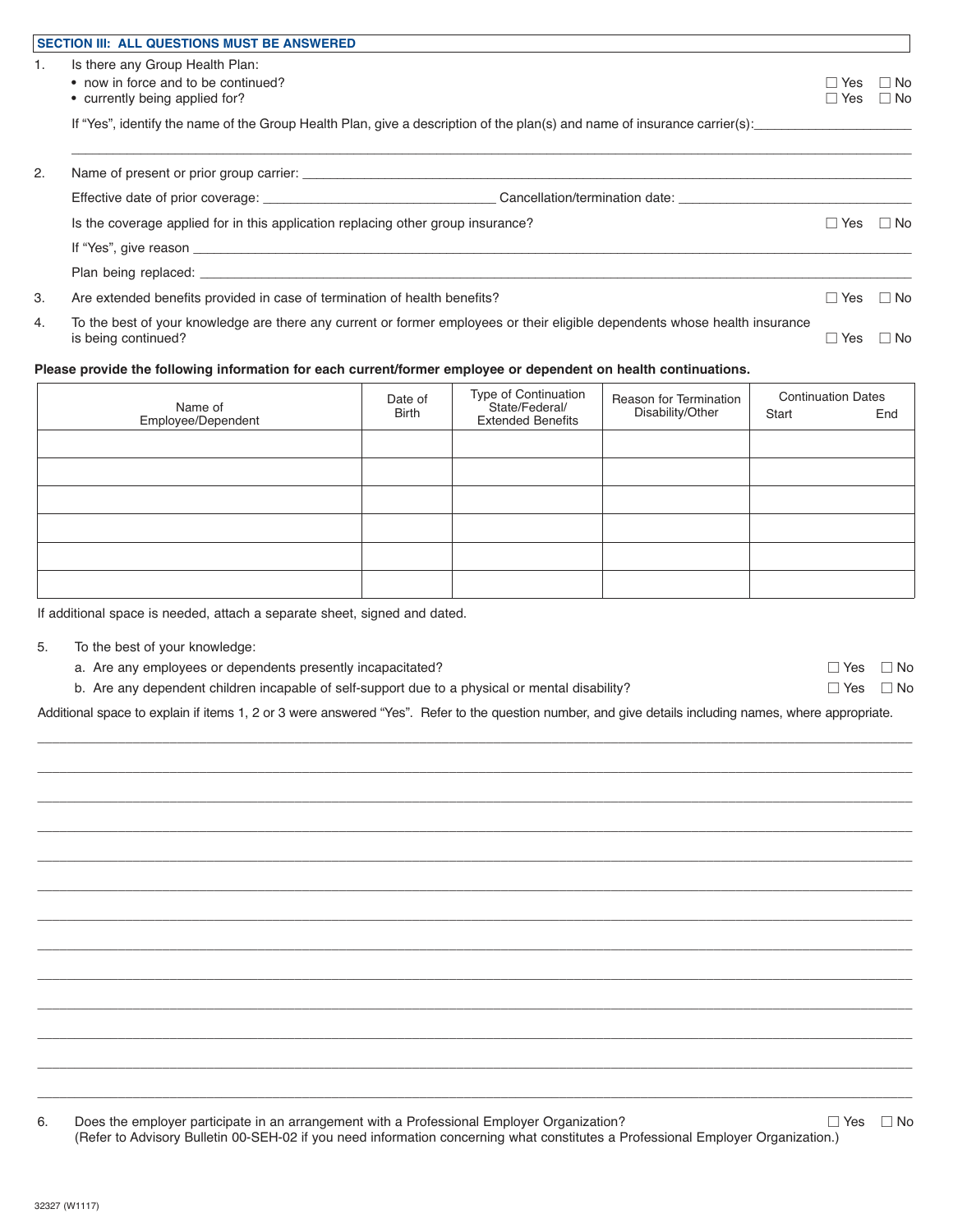**SECTION III: ALL QUESTIONS MUST BE ANSWERED**

1. Is there any Group Health Plan:
   - now in force and to be continued? ☐ Yes ☐ No
   - currently being applied for? ☐ Yes ☐ No

   If "Yes", identify the name of the Group Health Plan, give a description of the plan(s) and name of insurance carrier(s): ______________________

   ______________________________________________________________________

2. Name of present or prior group carrier: ______________________________________________

   Effective date of prior coverage: ______________________ Cancellation/termination date: ______________________

   Is the coverage applied for in this application replacing other group insurance? ☐ Yes ☐ No

   If "Yes", give reason ______________________________________________

   Plan being replaced: ______________________________________________

3. Are extended benefits provided in case of termination of health benefits? ☐ Yes ☐ No

4. To the best of your knowledge are there any current or former employees or their eligible dependents whose health insurance is being continued? ☐ Yes ☐ No

**Please provide the following information for each current/former employee or dependent on health continuations.**

| Name of Employee/Dependent | Date of Birth | Type of Continuation State/Federal/ Extended Benefits | Reason for Termination Disability/Other | Continuation Dates Start | End |
|---|---|---|---|---|---|
| | | | | | |
| | | | | | |
| | | | | | |
| | | | | | |
| | | | | | |
| | | | | | |

If additional space is needed, attach a separate sheet, signed and dated.

5. To the best of your knowledge:
   a. Are any employees or dependents presently incapacitated? ☐ Yes ☐ No
   b. Are any dependent children incapable of self-support due to a physical or mental disability? ☐ Yes ☐ No

Additional space to explain if items 1, 2 or 3 were answered "Yes". Refer to the question number, and give details including names, where appropriate.

______________________________________________________________________

______________________________________________________________________

______________________________________________________________________

______________________________________________________________________

______________________________________________________________________

______________________________________________________________________

______________________________________________________________________

______________________________________________________________________

______________________________________________________________________

______________________________________________________________________

______________________________________________________________________

______________________________________________________________________

______________________________________________________________________

6. Does the employer participate in an arrangement with a Professional Employer Organization? ☐ Yes ☐ No
   (Refer to Advisory Bulletin 00-SEH-02 if you need information concerning what constitutes a Professional Employer Organization.)

32327 (W1117)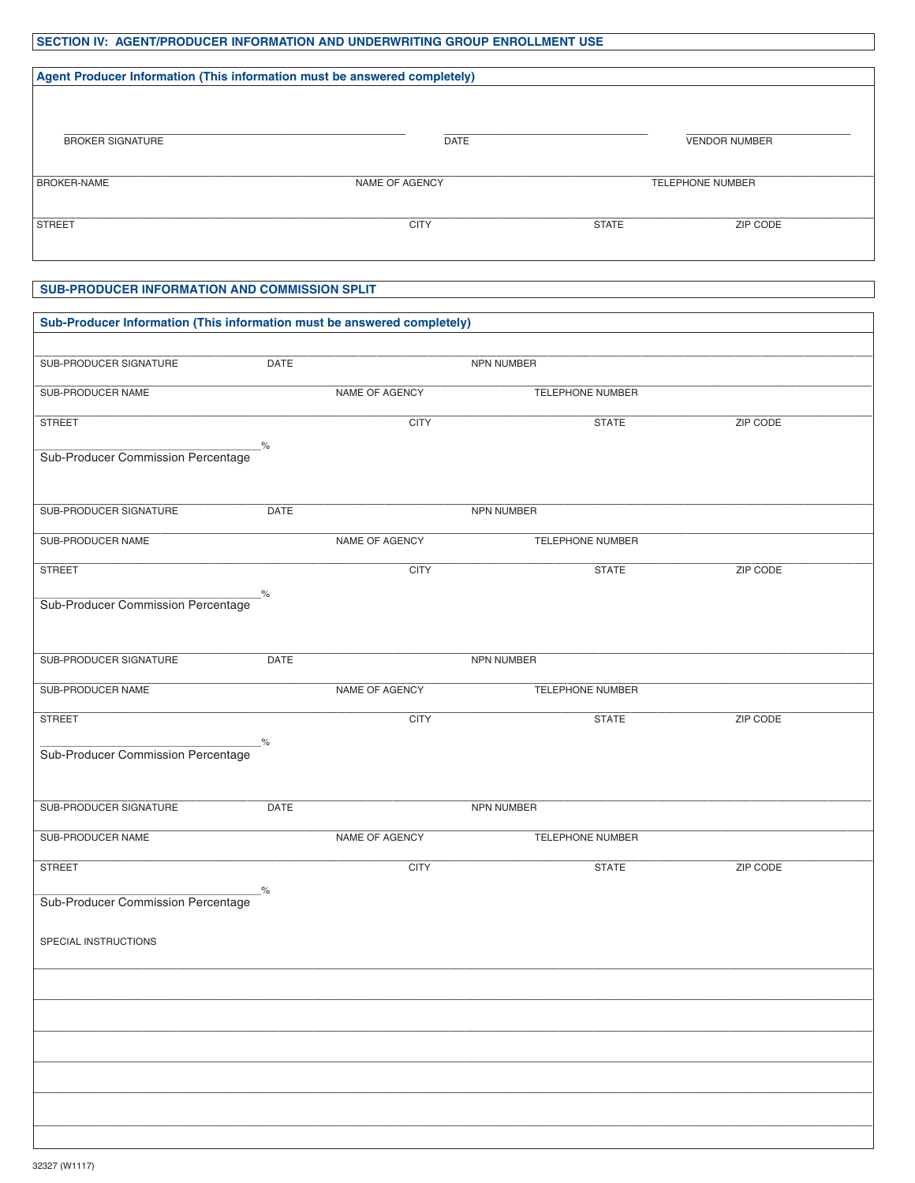## SECTION IV: AGENT/PRODUCER INFORMATION AND UNDERWRITING GROUP ENROLLMENT USE

### Agent Producer Information (This information must be answered completely)

| BROKER SIGNATURE | DATE | VENDOR NUMBER | |
|---|---|---|---|
| BROKER-NAME | NAME OF AGENCY | TELEPHONE NUMBER | |
| STREET | CITY | STATE | ZIP CODE |

## SUB-PRODUCER INFORMATION AND COMMISSION SPLIT

### Sub-Producer Information (This information must be answered completely)

| SUB-PRODUCER SIGNATURE | DATE | NPN NUMBER | |
|---|---|---|---|
| SUB-PRODUCER NAME | NAME OF AGENCY | TELEPHONE NUMBER | |
| STREET | CITY | STATE | ZIP CODE |

_______________________________%
Sub-Producer Commission Percentage

| SUB-PRODUCER SIGNATURE | DATE | NPN NUMBER | |
|---|---|---|---|
| SUB-PRODUCER NAME | NAME OF AGENCY | TELEPHONE NUMBER | |
| STREET | CITY | STATE | ZIP CODE |

_______________________________%
Sub-Producer Commission Percentage

| SUB-PRODUCER SIGNATURE | DATE | NPN NUMBER | |
|---|---|---|---|
| SUB-PRODUCER NAME | NAME OF AGENCY | TELEPHONE NUMBER | |
| STREET | CITY | STATE | ZIP CODE |

_______________________________%
Sub-Producer Commission Percentage

| SUB-PRODUCER SIGNATURE | DATE | NPN NUMBER | |
|---|---|---|---|
| SUB-PRODUCER NAME | NAME OF AGENCY | TELEPHONE NUMBER | |
| STREET | CITY | STATE | ZIP CODE |

_______________________________%
Sub-Producer Commission Percentage

SPECIAL INSTRUCTIONS

_______________________________________________________________

_______________________________________________________________

_______________________________________________________________

_______________________________________________________________

_______________________________________________________________

_______________________________________________________________

32327 (W1117)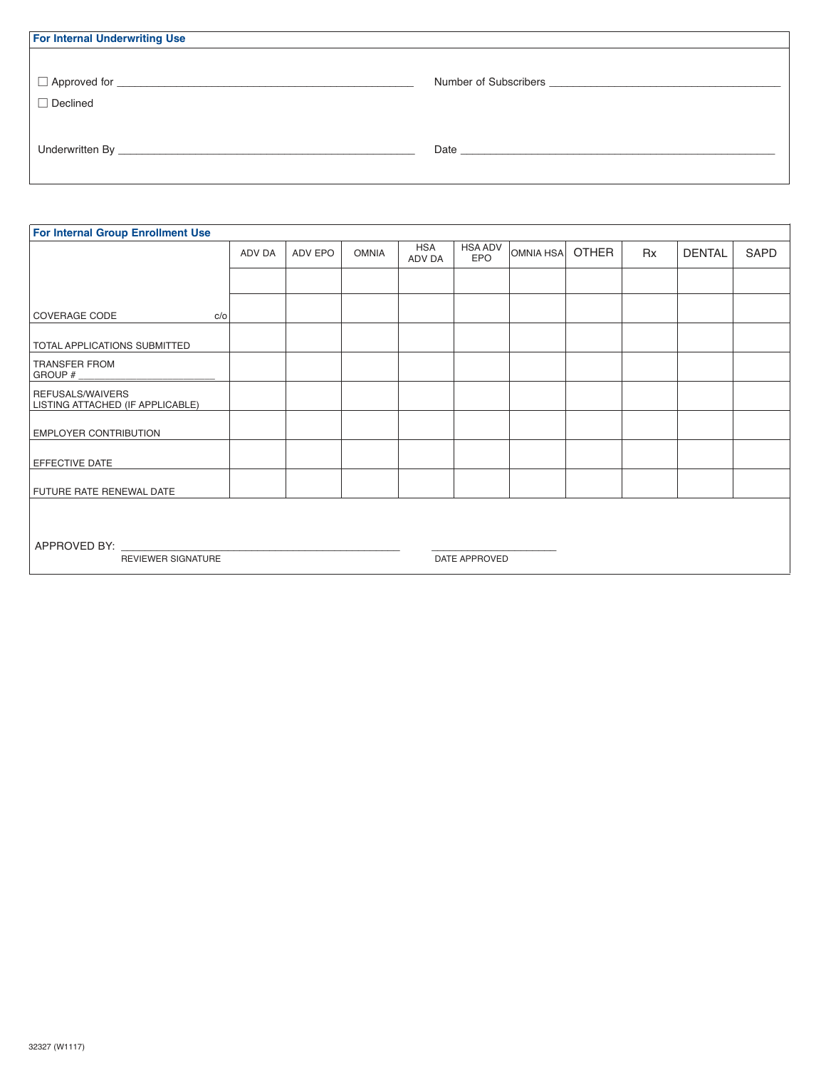## For Internal Underwriting Use

☐ Approved for ______________________________ Number of Subscribers ______________________________

☐ Declined

Underwritten By ______________________________ Date ______________________________

## For Internal Group Enrollment Use

| | ADV DA | ADV EPO | OMNIA | HSA ADV DA | HSA ADV EPO | OMNIA HSA | OTHER | Rx | DENTAL | SAPD |
|---|---|---|---|---|---|---|---|---|---|---|
| | | | | | | | | | | |
| COVERAGE CODE c/o | | | | | | | | | | |
| TOTAL APPLICATIONS SUBMITTED | | | | | | | | | | |
| TRANSFER FROM GROUP # ____________ | | | | | | | | | | |
| REFUSALS/WAIVERS LISTING ATTACHED (IF APPLICABLE) | | | | | | | | | | |
| EMPLOYER CONTRIBUTION | | | | | | | | | | |
| EFFECTIVE DATE | | | | | | | | | | |
| FUTURE RATE RENEWAL DATE | | | | | | | | | | |

APPROVED BY: ______________________________ ______________________________

REVIEWER SIGNATURE DATE APPROVED

32327 (W1117)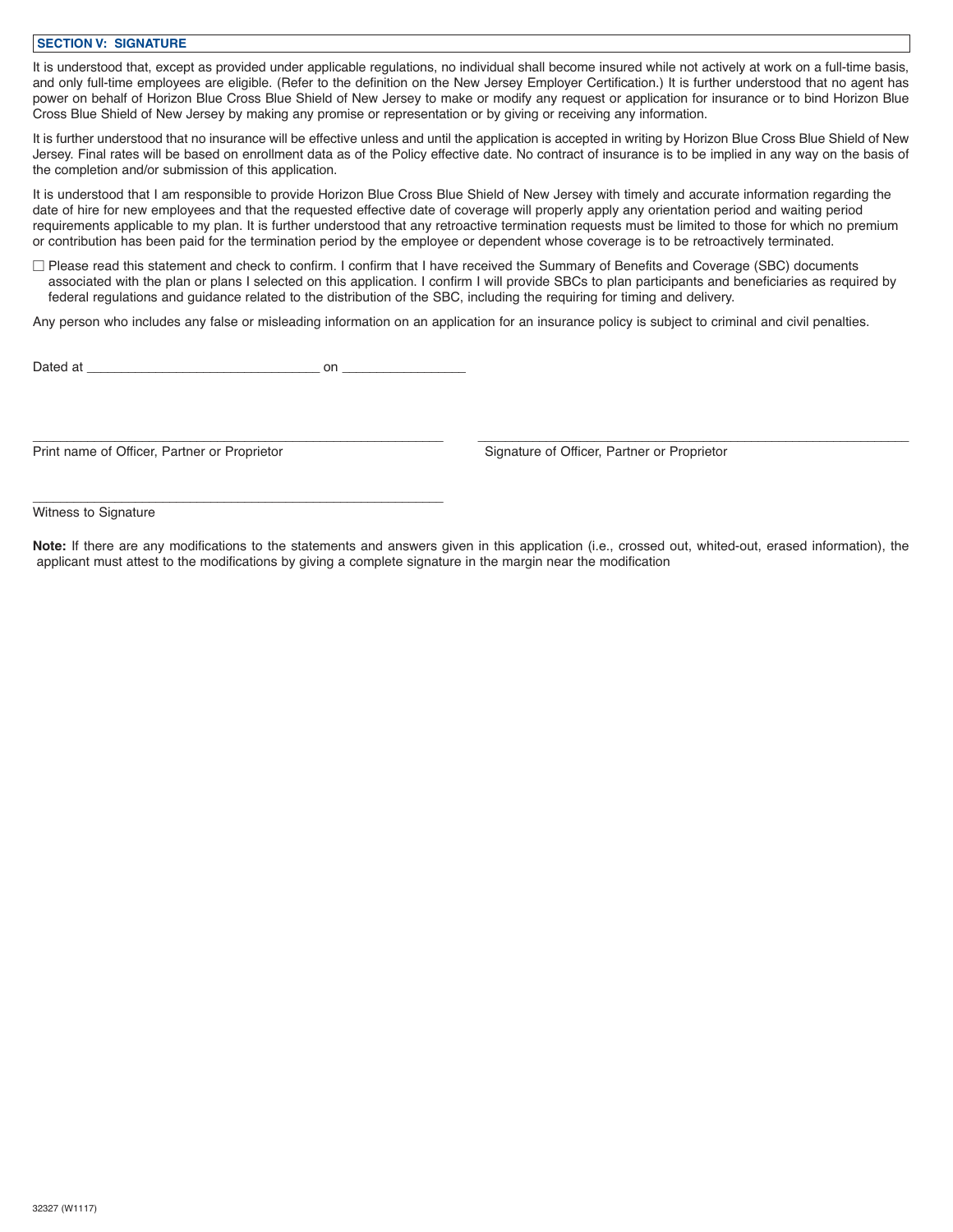## SECTION V: SIGNATURE

It is understood that, except as provided under applicable regulations, no individual shall become insured while not actively at work on a full-time basis, and only full-time employees are eligible. (Refer to the definition on the New Jersey Employer Certification.) It is further understood that no agent has power on behalf of Horizon Blue Cross Blue Shield of New Jersey to make or modify any request or application for insurance or to bind Horizon Blue Cross Blue Shield of New Jersey by making any promise or representation or by giving or receiving any information.

It is further understood that no insurance will be effective unless and until the application is accepted in writing by Horizon Blue Cross Blue Shield of New Jersey. Final rates will be based on enrollment data as of the Policy effective date. No contract of insurance is to be implied in any way on the basis of the completion and/or submission of this application.

It is understood that I am responsible to provide Horizon Blue Cross Blue Shield of New Jersey with timely and accurate information regarding the date of hire for new employees and that the requested effective date of coverage will properly apply any orientation period and waiting period requirements applicable to my plan. It is further understood that any retroactive termination requests must be limited to those for which no premium or contribution has been paid for the termination period by the employee or dependent whose coverage is to be retroactively terminated.

☐ Please read this statement and check to confirm. I confirm that I have received the Summary of Benefits and Coverage (SBC) documents associated with the plan or plans I selected on this application. I confirm I will provide SBCs to plan participants and beneficiaries as required by federal regulations and guidance related to the distribution of the SBC, including the requiring for timing and delivery.

Any person who includes any false or misleading information on an application for an insurance policy is subject to criminal and civil penalties.

Dated at ________________________________ on ________________

________________________________________________________
Print name of Officer, Partner or Proprietor

________________________________________________________
Signature of Officer, Partner or Proprietor

________________________________________________________
Witness to Signature

**Note:** If there are any modifications to the statements and answers given in this application (i.e., crossed out, whited-out, erased information), the applicant must attest to the modifications by giving a complete signature in the margin near the modification

32327 (W1117)